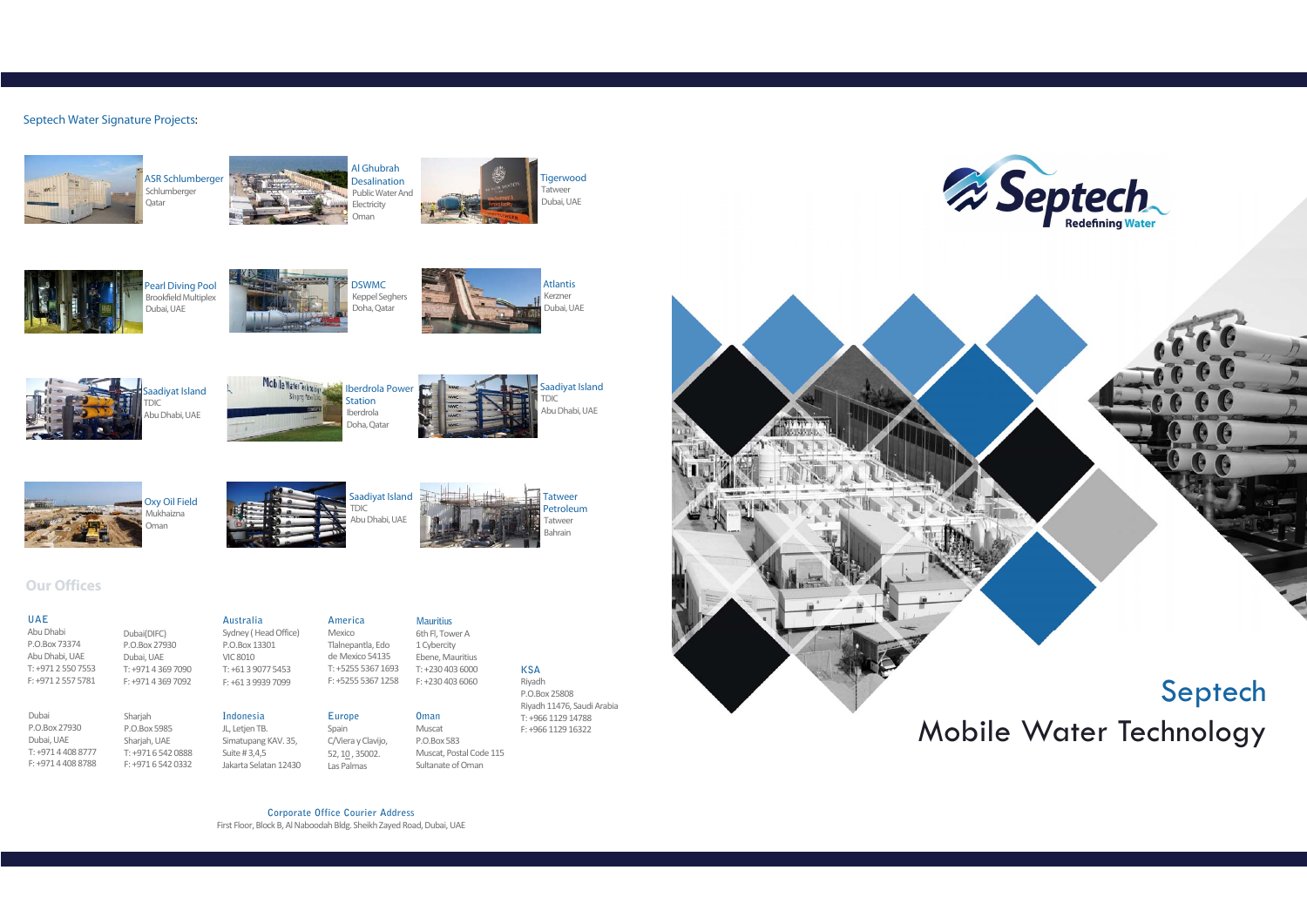## Septech Water Signature Projects:

- **ASR Schlumberger** — Schlumberger, Qatar
- **Al Ghubrah Desalination** — Public Water And Electricity, Oman
- **Tigerwood** — Tatweer, Dubai, UAE
- **Pearl Diving Pool** — Brookfield Multiplex, Dubai, UAE
- **DSWMC** — Keppel Seghers, Doha, Qatar
- **Atlantis** — Kerzner, Dubai, UAE
- **Saadiyat Island** — TDIC, Abu Dhabi, UAE
- **Iberdrola Power Station** — Iberdrola, Doha, Qatar
- **Saadiyat Island** — TDIC, Abu Dhabi, UAE
- **Oxy Oil Field** — Mukhaizna, Oman
- **Saadiyat Island** — TDIC, Abu Dhabi, UAE
- **Tatweer Petroleum** — Tatweer, Bahrain

## Our Offices

### UAE

Abu Dhabi
P.O.Box 73374
Abu Dhabi, UAE
T: +971 2 550 7553
F: +971 2 557 5781

Dubai(DIFC)
P.O.Box 27930
Dubai, UAE
T: +971 4 369 7090
F: +971 4 369 7092

Dubai
P.O.Box 27930
Dubai, UAE
T: +971 4 408 8777
F: +971 4 408 8788

Sharjah
P.O.Box 5985
Sharjah, UAE
T: +971 6 542 0888
F: +971 6 542 0332

### Australia

Sydney ( Head Office)
P.O.Box 13301
VIC 8010
T: +61 3 9077 5453
F: +61 3 9939 7099

### Indonesia

JL, Letjen TB.
Simatupang KAV. 35,
Suite # 3,4,5
Jakarta Selatan 12430

### America

Mexico
Tlalnepantla, Edo
de Mexico 54135
T: +5255 5367 1693
F: +5255 5367 1258

### Europe

Spain
C/Viera y Clavijo,
52, 10 , 35002.
Las Palmas

### Mauritius

6th Fl, Tower A
1 Cybercity
Ebene, Mauritius
T: +230 403 6000
F: +230 403 6060

### Oman

Muscat
P.O.Box 583
Muscat, Postal Code 115
Sultanate of Oman

### KSA

Riyadh
P.O.Box 25808
Riyadh 11476, Saudi Arabia
T: +966 1129 14788
F: +966 1129 16322

**Corporate Office Courier Address**
First Floor, Block B, Al Naboodah Bldg. Sheikh Zayed Road, Dubai, UAE

Septech
Redefining Water

# Septech
# Mobile Water Technology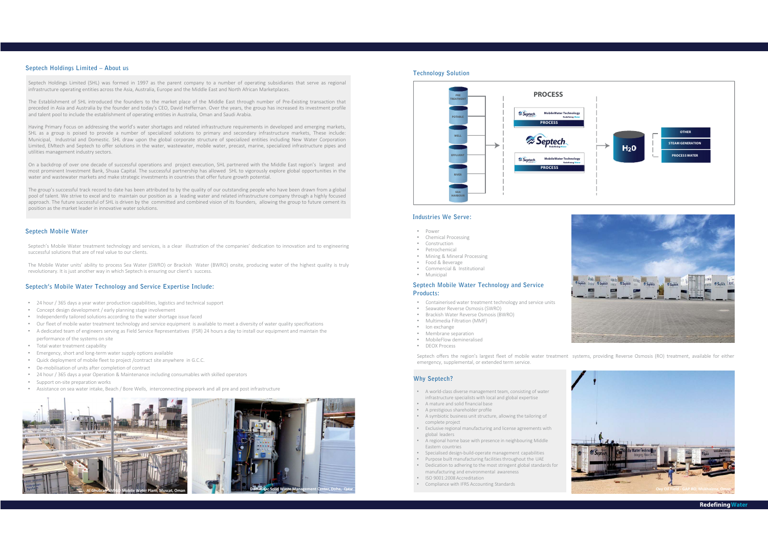## Septech Holdings Limited – About us

Septech Holdings Limited (SHL) was formed in 1997 as the parent company to a number of operating subsidiaries that serve as regional infrastructure operating entities across the Asia, Australia, Europe and the Middle East and North African Marketplaces.

The Establishment of SHL introduced the founders to the market place of the Middle East through number of Pre-Existing transaction that preceded in Asia and Australia by the founder and today's CEO, David Heffernan. Over the years, the group has increased its investment profile and talent pool to include the establishment of operating entities in Australia, Oman and Saudi Arabia.

Having Primary Focus on addressing the world's water shortages and related infrastructure requirements in developed and emerging markets, SHL as a group is poised to provide a number of specialized solutions to primary and secondary infrastructure markets, These include: Municipal, Industrial and Domestic. SHL draw upon the global corporate structure of specialized entities including New Water Corporation Limited, EMtech and Septech to offer solutions in the water, wastewater, mobile water, precast, marine, specialized infrastructure pipes and utilities management industry sectors.

On a backdrop of over one decade of successful operations and project execution, SHL partnered with the Middle East region's largest and most prominent Investment Bank, Shuaa Capital. The successful partnership has allowed SHL to vigorously explore global opportunities in the water and wastewater markets and make strategic investments in countries that offer future growth potential.

The group's successful track record to date has been attributed to by the quality of our outstanding people who have been drawn from a global pool of talent. We strive to excel and to maintain our position as a leading water and related infrastructure company through a highly focused approach. The future successful of SHL is driven by the committed and combined vision of its founders, allowing the group to future cement its position as the market leader in innovative water solutions.

## Septech Mobile Water

Septech's Mobile Water treatment technology and services, is a clear illustration of the companies' dedication to innovation and to engineering successful solutions that are of real value to our clients.

The Mobile Water units' ability to process Sea Water (SWRO) or Brackish Water (BWRO) onsite, producing water of the highest quality is truly revolutionary. It is just another way in which Septech is ensuring our client's success.

## Septech's Mobile Water Technology and Service Expertise Include:

- 24 hour / 365 days a year water production capabilities, logistics and technical support
- Concept design development / early planning stage involvement
- Independently tailored solutions according to the water shortage issue faced
- Our fleet of mobile water treatment technology and service equipment is available to meet a diversity of water quality specifications
- A dedicated team of engineers serving as Field Service Representatives (FSR) 24 hours a day to install our equipment and maintain the performance of the systems on site
- Total water treatment capability
- Emergency, short and long-term water supply options available
- Quick deployment of mobile fleet to project /contract site anywhere in G.C.C.
- De-mobilisation of units after completion of contract
- 24 hour / 365 days a year Operation & Maintenance including consumables with skilled operators
- Support on-site preparation works
- Assistance on sea water intake, Beach / Bore Wells, interconnecting pipework and all pre and post infrastructure

Al Ghubrah SMIGO Mobile Water Plant, Muscat, Oman

Domestic Solid Waste Management Center, Doha, Qatar

## Technology Solution

PRE TREATMENT
POTABLE
WELL
EFFLUENT
RIVER
SEA/ HARBOUR

PROCESS

Septech MobileWater Technology Redefining Water
PROCESS

Septech Redefining Water

Septech MobileWater Technology Redefining Water
PROCESS

$H_2O$

OTHER
STEAM GENERATION
PROCESS WATER

## Industries We Serve:

- Power
- Chemical Processing
- Construction
- Petrochemical
- Mining & Mineral Processing
- Food & Beverage
- Commercial & Institutional
- Municipal

## Septech Mobile Water Technology and Service Products:

- Containerised water treatment technology and service units
- Seawater Reverse Osmosis (SWRO)
- Brackish Water Reverse Osmosis (BWRO)
- Multimedia Filtration (MMF)
- Ion exchange
- Membrane separation
- MobileFlow demineralised
- DEOX Process

Septech offers the region's largest fleet of mobile water treatment systems, providing Reverse Osmosis (RO) treatment, available for either emergency, supplemental, or extended term service.

## Why Septech?

- A world-class diverse management team, consisting of water infrastructure specialists with local and global expertise
- A mature and solid financial base
- A prestigious shareholder profile
- A symbiotic business unit structure, allowing the tailoring of complete project
- Exclusive regional manufacturing and license agreements with global leaders
- A regional home base with presence in neighbouring Middle Eastern countries
- Specialised design-build-operate management capabilities
- Purpose built manufacturing facilities throughout the UAE
- Dedication to adhering to the most stringent global standards for manufacturing and environmental awareness
- ISO 9001:2008 Accreditation
- Compliance with IFRS Accounting Standards

Oxy Oil Field - GAP RO, Mukhaizna, Oman

Redefining Water